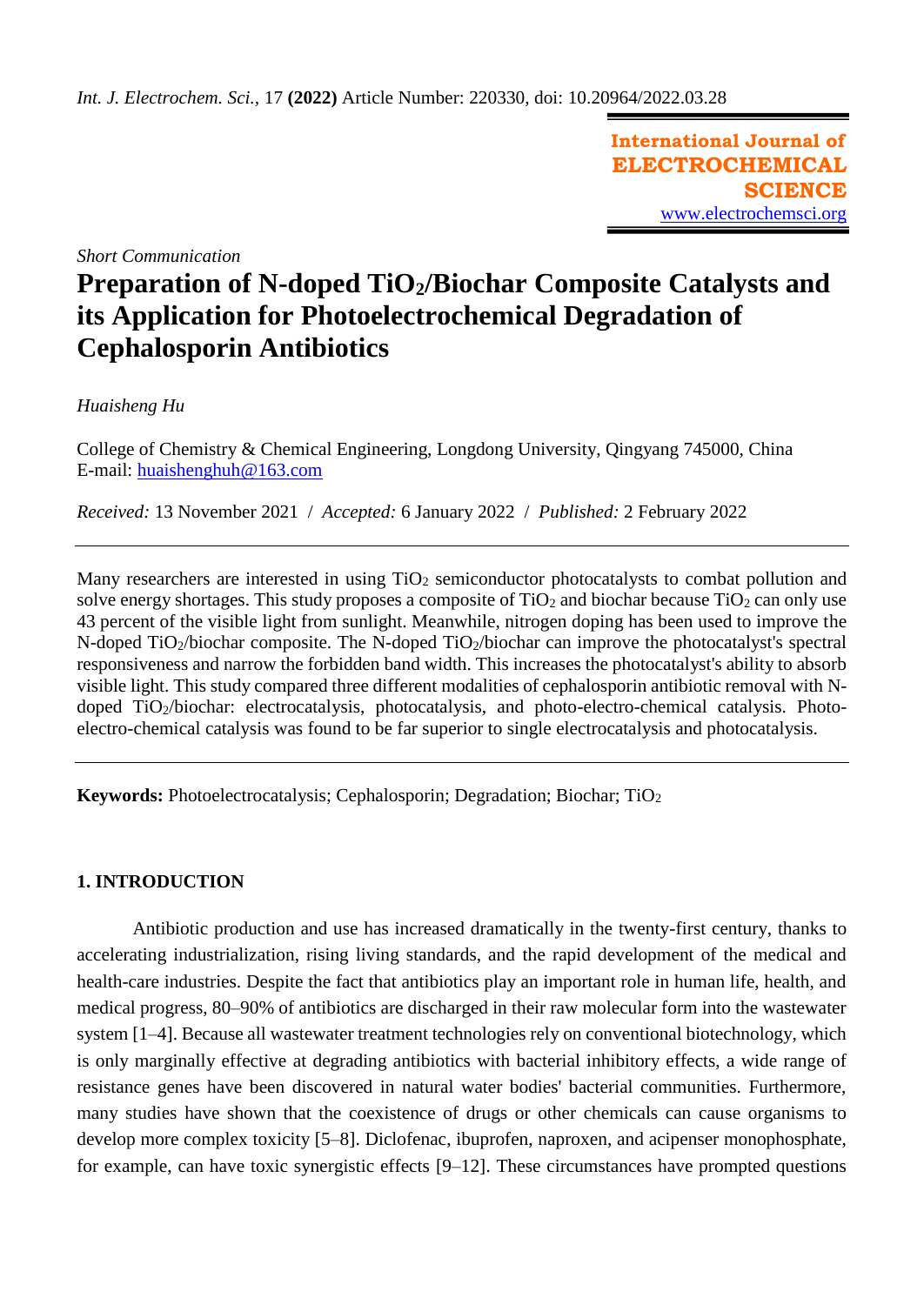*Short Communication*

# Preparation of N-doped $TiO_2$/Biochar Composite Catalysts and its Application for Photoelectrochemical Degradation of Cephalosporin Antibiotics

*Huaisheng Hu*

College of Chemistry & Chemical Engineering, Longdong University, Qingyang 745000, China
E-mail: huaishenghuh@163.com

*Received:* 13 November 2021 / *Accepted:* 6 January 2022 / *Published:* 2 February 2022

---

Many researchers are interested in using $TiO_2$ semiconductor photocatalysts to combat pollution and solve energy shortages. This study proposes a composite of $TiO_2$ and biochar because $TiO_2$ can only use 43 percent of the visible light from sunlight. Meanwhile, nitrogen doping has been used to improve the N-doped $TiO_2$/biochar composite. The N-doped $TiO_2$/biochar can improve the photocatalyst's spectral responsiveness and narrow the forbidden band width. This increases the photocatalyst's ability to absorb visible light. This study compared three different modalities of cephalosporin antibiotic removal with N-doped $TiO_2$/biochar: electrocatalysis, photocatalysis, and photo-electro-chemical catalysis. Photo-electro-chemical catalysis was found to be far superior to single electrocatalysis and photocatalysis.

---

**Keywords:** Photoelectrocatalysis; Cephalosporin; Degradation; Biochar; $TiO_2$

## 1. INTRODUCTION

Antibiotic production and use has increased dramatically in the twenty-first century, thanks to accelerating industrialization, rising living standards, and the rapid development of the medical and health-care industries. Despite the fact that antibiotics play an important role in human life, health, and medical progress, 80–90% of antibiotics are discharged in their raw molecular form into the wastewater system [1–4]. Because all wastewater treatment technologies rely on conventional biotechnology, which is only marginally effective at degrading antibiotics with bacterial inhibitory effects, a wide range of resistance genes have been discovered in natural water bodies' bacterial communities. Furthermore, many studies have shown that the coexistence of drugs or other chemicals can cause organisms to develop more complex toxicity [5–8]. Diclofenac, ibuprofen, naproxen, and acipenser monophosphate, for example, can have toxic synergistic effects [9–12]. These circumstances have prompted questions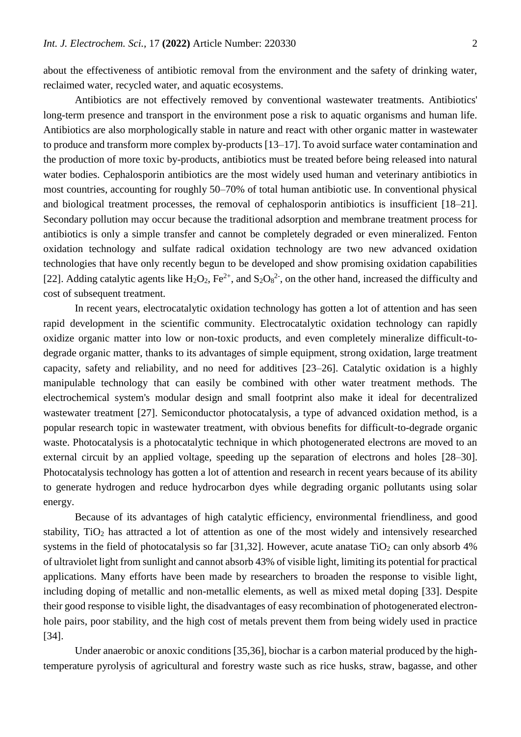about the effectiveness of antibiotic removal from the environment and the safety of drinking water, reclaimed water, recycled water, and aquatic ecosystems.

Antibiotics are not effectively removed by conventional wastewater treatments. Antibiotics' long-term presence and transport in the environment pose a risk to aquatic organisms and human life. Antibiotics are also morphologically stable in nature and react with other organic matter in wastewater to produce and transform more complex by-products [13–17]. To avoid surface water contamination and the production of more toxic by-products, antibiotics must be treated before being released into natural water bodies. Cephalosporin antibiotics are the most widely used human and veterinary antibiotics in most countries, accounting for roughly 50–70% of total human antibiotic use. In conventional physical and biological treatment processes, the removal of cephalosporin antibiotics is insufficient [18–21]. Secondary pollution may occur because the traditional adsorption and membrane treatment process for antibiotics is only a simple transfer and cannot be completely degraded or even mineralized. Fenton oxidation technology and sulfate radical oxidation technology are two new advanced oxidation technologies that have only recently begun to be developed and show promising oxidation capabilities [22]. Adding catalytic agents like $H_2O_2$, $Fe^{2+}$, and $S_2O_8^{2-}$, on the other hand, increased the difficulty and cost of subsequent treatment.

In recent years, electrocatalytic oxidation technology has gotten a lot of attention and has seen rapid development in the scientific community. Electrocatalytic oxidation technology can rapidly oxidize organic matter into low or non-toxic products, and even completely mineralize difficult-to-degrade organic matter, thanks to its advantages of simple equipment, strong oxidation, large treatment capacity, safety and reliability, and no need for additives [23–26]. Catalytic oxidation is a highly manipulable technology that can easily be combined with other water treatment methods. The electrochemical system's modular design and small footprint also make it ideal for decentralized wastewater treatment [27]. Semiconductor photocatalysis, a type of advanced oxidation method, is a popular research topic in wastewater treatment, with obvious benefits for difficult-to-degrade organic waste. Photocatalysis is a photocatalytic technique in which photogenerated electrons are moved to an external circuit by an applied voltage, speeding up the separation of electrons and holes [28–30]. Photocatalysis technology has gotten a lot of attention and research in recent years because of its ability to generate hydrogen and reduce hydrocarbon dyes while degrading organic pollutants using solar energy.

Because of its advantages of high catalytic efficiency, environmental friendliness, and good stability, $TiO_2$ has attracted a lot of attention as one of the most widely and intensively researched systems in the field of photocatalysis so far [31,32]. However, acute anatase $TiO_2$ can only absorb 4% of ultraviolet light from sunlight and cannot absorb 43% of visible light, limiting its potential for practical applications. Many efforts have been made by researchers to broaden the response to visible light, including doping of metallic and non-metallic elements, as well as mixed metal doping [33]. Despite their good response to visible light, the disadvantages of easy recombination of photogenerated electron-hole pairs, poor stability, and the high cost of metals prevent them from being widely used in practice [34].

Under anaerobic or anoxic conditions [35,36], biochar is a carbon material produced by the high-temperature pyrolysis of agricultural and forestry waste such as rice husks, straw, bagasse, and other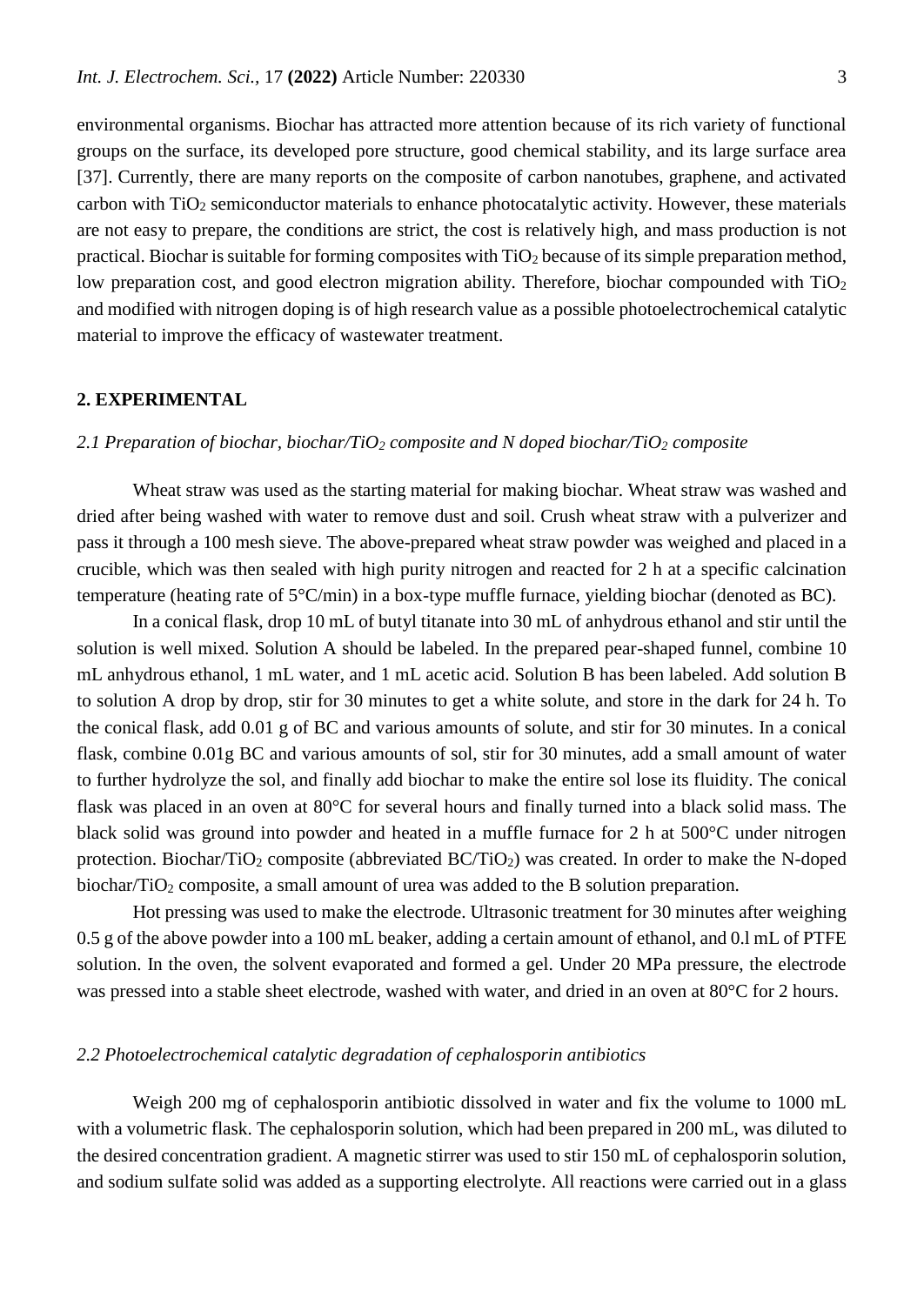environmental organisms. Biochar has attracted more attention because of its rich variety of functional groups on the surface, its developed pore structure, good chemical stability, and its large surface area [37]. Currently, there are many reports on the composite of carbon nanotubes, graphene, and activated carbon with $TiO_2$ semiconductor materials to enhance photocatalytic activity. However, these materials are not easy to prepare, the conditions are strict, the cost is relatively high, and mass production is not practical. Biochar is suitable for forming composites with $TiO_2$ because of its simple preparation method, low preparation cost, and good electron migration ability. Therefore, biochar compounded with $TiO_2$ and modified with nitrogen doping is of high research value as a possible photoelectrochemical catalytic material to improve the efficacy of wastewater treatment.

## 2. EXPERIMENTAL

### *2.1 Preparation of biochar, biochar/$TiO_2$ composite and N doped biochar/$TiO_2$ composite*

Wheat straw was used as the starting material for making biochar. Wheat straw was washed and dried after being washed with water to remove dust and soil. Crush wheat straw with a pulverizer and pass it through a 100 mesh sieve. The above-prepared wheat straw powder was weighed and placed in a crucible, which was then sealed with high purity nitrogen and reacted for 2 h at a specific calcination temperature (heating rate of 5°C/min) in a box-type muffle furnace, yielding biochar (denoted as BC).

In a conical flask, drop 10 mL of butyl titanate into 30 mL of anhydrous ethanol and stir until the solution is well mixed. Solution A should be labeled. In the prepared pear-shaped funnel, combine 10 mL anhydrous ethanol, 1 mL water, and 1 mL acetic acid. Solution B has been labeled. Add solution B to solution A drop by drop, stir for 30 minutes to get a white solute, and store in the dark for 24 h. To the conical flask, add 0.01 g of BC and various amounts of solute, and stir for 30 minutes. In a conical flask, combine 0.01g BC and various amounts of sol, stir for 30 minutes, add a small amount of water to further hydrolyze the sol, and finally add biochar to make the entire sol lose its fluidity. The conical flask was placed in an oven at 80°C for several hours and finally turned into a black solid mass. The black solid was ground into powder and heated in a muffle furnace for 2 h at 500°C under nitrogen protection. Biochar/$TiO_2$ composite (abbreviated BC/$TiO_2$) was created. In order to make the N-doped biochar/$TiO_2$ composite, a small amount of urea was added to the B solution preparation.

Hot pressing was used to make the electrode. Ultrasonic treatment for 30 minutes after weighing 0.5 g of the above powder into a 100 mL beaker, adding a certain amount of ethanol, and 0.l mL of PTFE solution. In the oven, the solvent evaporated and formed a gel. Under 20 MPa pressure, the electrode was pressed into a stable sheet electrode, washed with water, and dried in an oven at 80°C for 2 hours.

### *2.2 Photoelectrochemical catalytic degradation of cephalosporin antibiotics*

Weigh 200 mg of cephalosporin antibiotic dissolved in water and fix the volume to 1000 mL with a volumetric flask. The cephalosporin solution, which had been prepared in 200 mL, was diluted to the desired concentration gradient. A magnetic stirrer was used to stir 150 mL of cephalosporin solution, and sodium sulfate solid was added as a supporting electrolyte. All reactions were carried out in a glass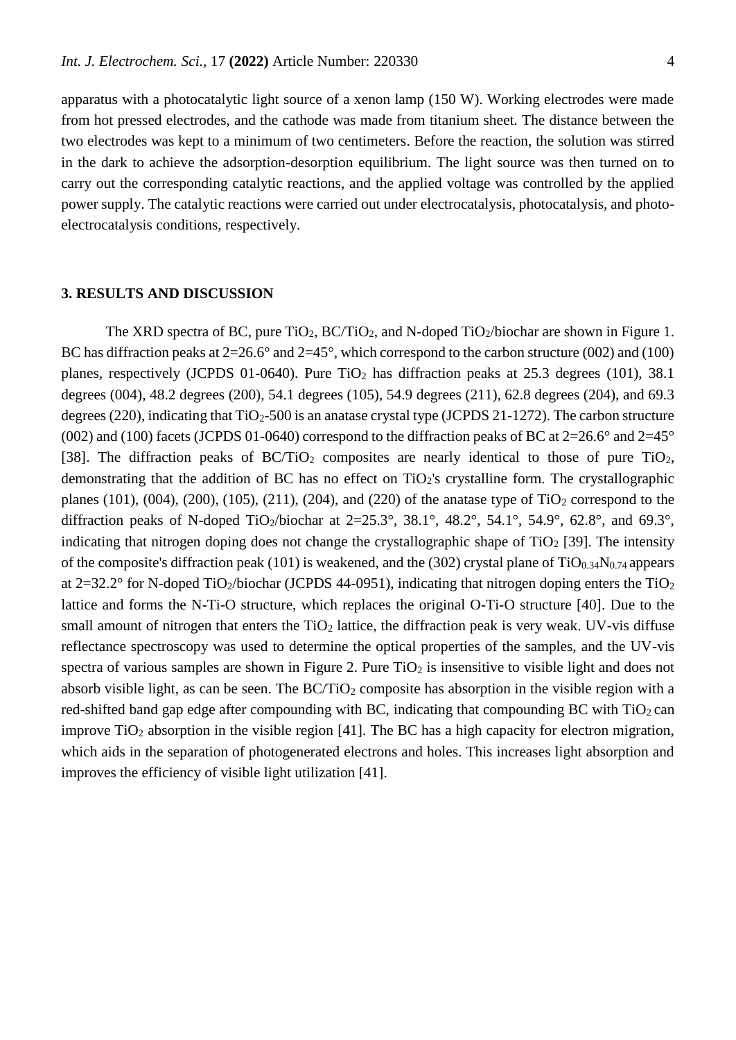apparatus with a photocatalytic light source of a xenon lamp (150 W). Working electrodes were made from hot pressed electrodes, and the cathode was made from titanium sheet. The distance between the two electrodes was kept to a minimum of two centimeters. Before the reaction, the solution was stirred in the dark to achieve the adsorption-desorption equilibrium. The light source was then turned on to carry out the corresponding catalytic reactions, and the applied voltage was controlled by the applied power supply. The catalytic reactions were carried out under electrocatalysis, photocatalysis, and photo-electrocatalysis conditions, respectively.

## 3. RESULTS AND DISCUSSION

The XRD spectra of BC, pure $TiO_2$, BC/$TiO_2$, and N-doped $TiO_2$/biochar are shown in Figure 1. BC has diffraction peaks at 2=26.6° and 2=45°, which correspond to the carbon structure (002) and (100) planes, respectively (JCPDS 01-0640). Pure $TiO_2$ has diffraction peaks at 25.3 degrees (101), 38.1 degrees (004), 48.2 degrees (200), 54.1 degrees (105), 54.9 degrees (211), 62.8 degrees (204), and 69.3 degrees (220), indicating that $TiO_2$-500 is an anatase crystal type (JCPDS 21-1272). The carbon structure (002) and (100) facets (JCPDS 01-0640) correspond to the diffraction peaks of BC at 2=26.6° and 2=45° [38]. The diffraction peaks of BC/$TiO_2$ composites are nearly identical to those of pure $TiO_2$, demonstrating that the addition of BC has no effect on $TiO_2$'s crystalline form. The crystallographic planes (101), (004), (200), (105), (211), (204), and (220) of the anatase type of $TiO_2$ correspond to the diffraction peaks of N-doped $TiO_2$/biochar at 2=25.3°, 38.1°, 48.2°, 54.1°, 54.9°, 62.8°, and 69.3°, indicating that nitrogen doping does not change the crystallographic shape of $TiO_2$ [39]. The intensity of the composite's diffraction peak (101) is weakened, and the (302) crystal plane of $TiO_{0.34}N_{0.74}$ appears at 2=32.2° for N-doped $TiO_2$/biochar (JCPDS 44-0951), indicating that nitrogen doping enters the $TiO_2$ lattice and forms the N-Ti-O structure, which replaces the original O-Ti-O structure [40]. Due to the small amount of nitrogen that enters the $TiO_2$ lattice, the diffraction peak is very weak. UV-vis diffuse reflectance spectroscopy was used to determine the optical properties of the samples, and the UV-vis spectra of various samples are shown in Figure 2. Pure $TiO_2$ is insensitive to visible light and does not absorb visible light, as can be seen. The BC/$TiO_2$ composite has absorption in the visible region with a red-shifted band gap edge after compounding with BC, indicating that compounding BC with $TiO_2$ can improve $TiO_2$ absorption in the visible region [41]. The BC has a high capacity for electron migration, which aids in the separation of photogenerated electrons and holes. This increases light absorption and improves the efficiency of visible light utilization [41].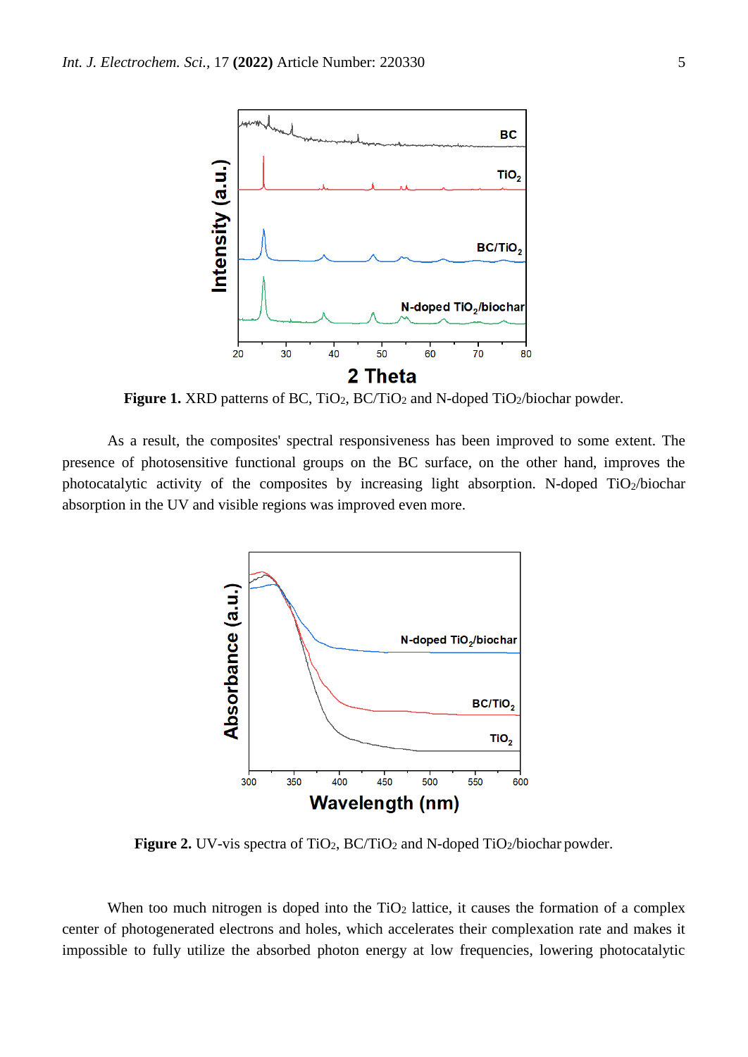**Figure 1.** XRD patterns of BC, $TiO_2$, BC/$TiO_2$ and N-doped $TiO_2$/biochar powder.

As a result, the composites' spectral responsiveness has been improved to some extent. The presence of photosensitive functional groups on the BC surface, on the other hand, improves the photocatalytic activity of the composites by increasing light absorption. N-doped $TiO_2$/biochar absorption in the UV and visible regions was improved even more.

**Figure 2.** UV-vis spectra of $TiO_2$, BC/$TiO_2$ and N-doped $TiO_2$/biochar powder.

When too much nitrogen is doped into the $TiO_2$ lattice, it causes the formation of a complex center of photogenerated electrons and holes, which accelerates their complexation rate and makes it impossible to fully utilize the absorbed photon energy at low frequencies, lowering photocatalytic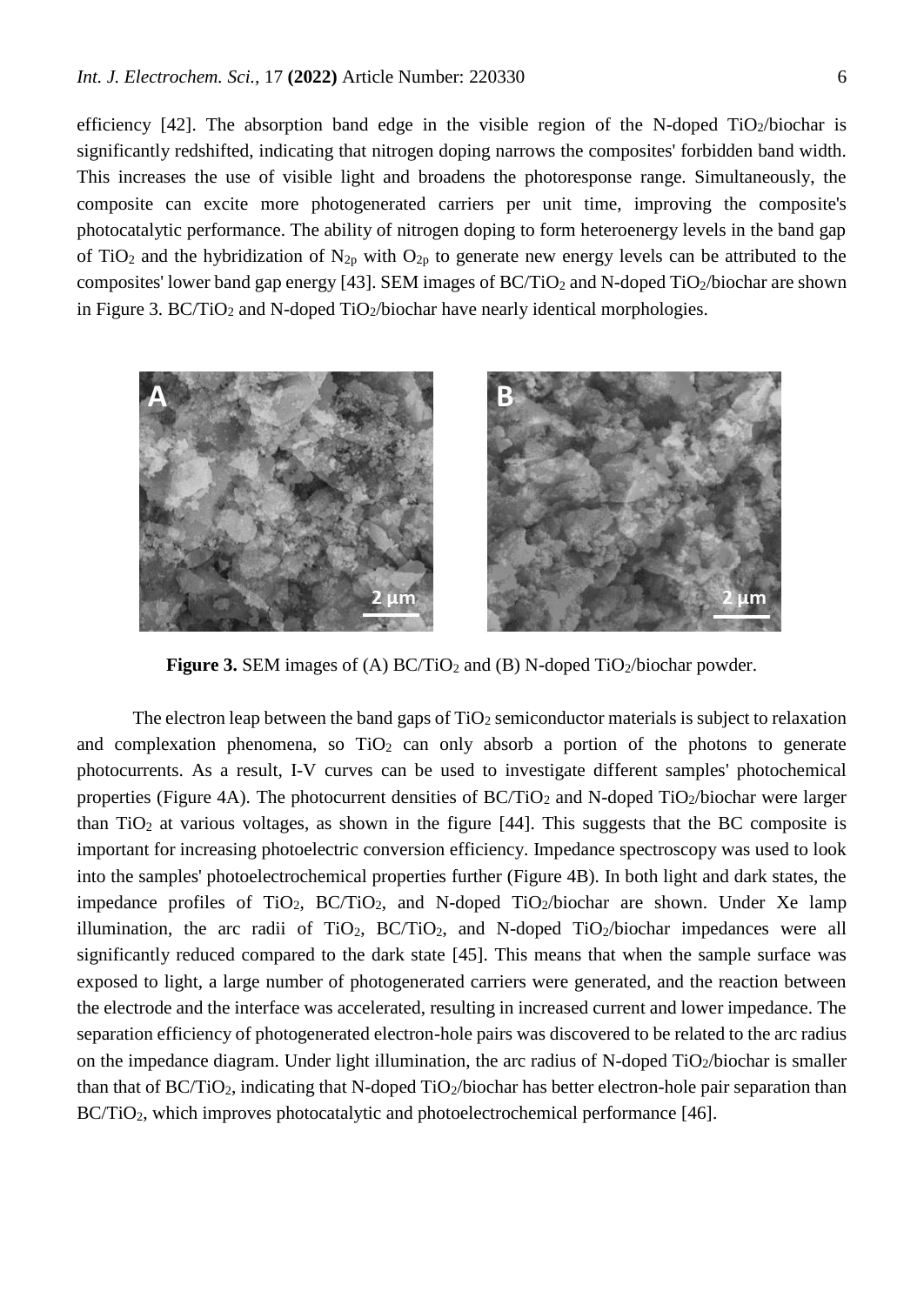efficiency [42]. The absorption band edge in the visible region of the N-doped $TiO_2$/biochar is significantly redshifted, indicating that nitrogen doping narrows the composites' forbidden band width. This increases the use of visible light and broadens the photoresponse range. Simultaneously, the composite can excite more photogenerated carriers per unit time, improving the composite's photocatalytic performance. The ability of nitrogen doping to form heteroenergy levels in the band gap of $TiO_2$ and the hybridization of $N_{2p}$ with $O_{2p}$ to generate new energy levels can be attributed to the composites' lower band gap energy [43]. SEM images of BC/$TiO_2$ and N-doped $TiO_2$/biochar are shown in Figure 3. BC/$TiO_2$ and N-doped $TiO_2$/biochar have nearly identical morphologies.

**Figure 3.** SEM images of (A) BC/$TiO_2$ and (B) N-doped $TiO_2$/biochar powder.

The electron leap between the band gaps of $TiO_2$ semiconductor materials is subject to relaxation and complexation phenomena, so $TiO_2$ can only absorb a portion of the photons to generate photocurrents. As a result, I-V curves can be used to investigate different samples' photochemical properties (Figure 4A). The photocurrent densities of BC/$TiO_2$ and N-doped $TiO_2$/biochar were larger than $TiO_2$ at various voltages, as shown in the figure [44]. This suggests that the BC composite is important for increasing photoelectric conversion efficiency. Impedance spectroscopy was used to look into the samples' photoelectrochemical properties further (Figure 4B). In both light and dark states, the impedance profiles of $TiO_2$, BC/$TiO_2$, and N-doped $TiO_2$/biochar are shown. Under Xe lamp illumination, the arc radii of $TiO_2$, BC/$TiO_2$, and N-doped $TiO_2$/biochar impedances were all significantly reduced compared to the dark state [45]. This means that when the sample surface was exposed to light, a large number of photogenerated carriers were generated, and the reaction between the electrode and the interface was accelerated, resulting in increased current and lower impedance. The separation efficiency of photogenerated electron-hole pairs was discovered to be related to the arc radius on the impedance diagram. Under light illumination, the arc radius of N-doped $TiO_2$/biochar is smaller than that of BC/$TiO_2$, indicating that N-doped $TiO_2$/biochar has better electron-hole pair separation than BC/$TiO_2$, which improves photocatalytic and photoelectrochemical performance [46].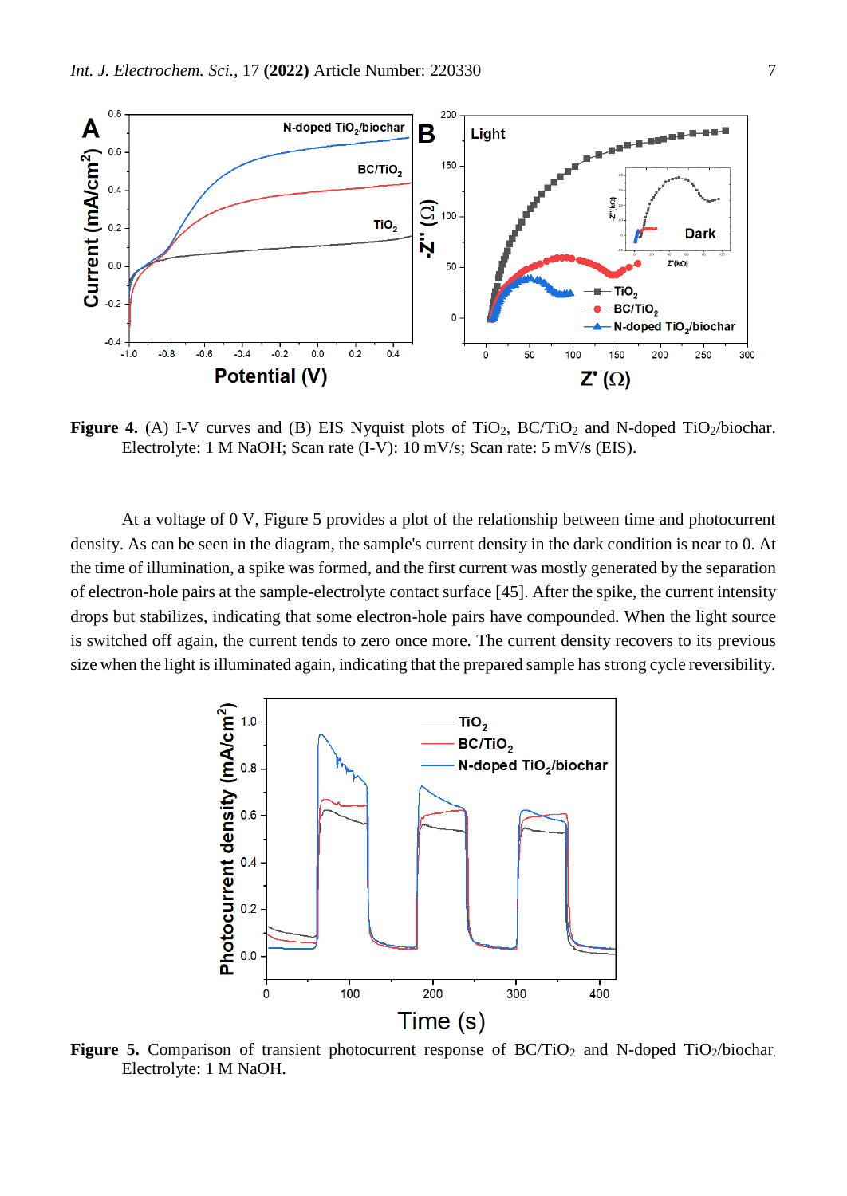**Figure 4.** (A) I-V curves and (B) EIS Nyquist plots of $TiO_2$, $BC/TiO_2$ and N-doped $TiO_2$/biochar. Electrolyte: 1 M NaOH; Scan rate (I-V): 10 mV/s; Scan rate: 5 mV/s (EIS).

At a voltage of 0 V, Figure 5 provides a plot of the relationship between time and photocurrent density. As can be seen in the diagram, the sample's current density in the dark condition is near to 0. At the time of illumination, a spike was formed, and the first current was mostly generated by the separation of electron-hole pairs at the sample-electrolyte contact surface [45]. After the spike, the current intensity drops but stabilizes, indicating that some electron-hole pairs have compounded. When the light source is switched off again, the current tends to zero once more. The current density recovers to its previous size when the light is illuminated again, indicating that the prepared sample has strong cycle reversibility.

**Figure 5.** Comparison of transient photocurrent response of $BC/TiO_2$ and N-doped $TiO_2$/biochar. Electrolyte: 1 M NaOH.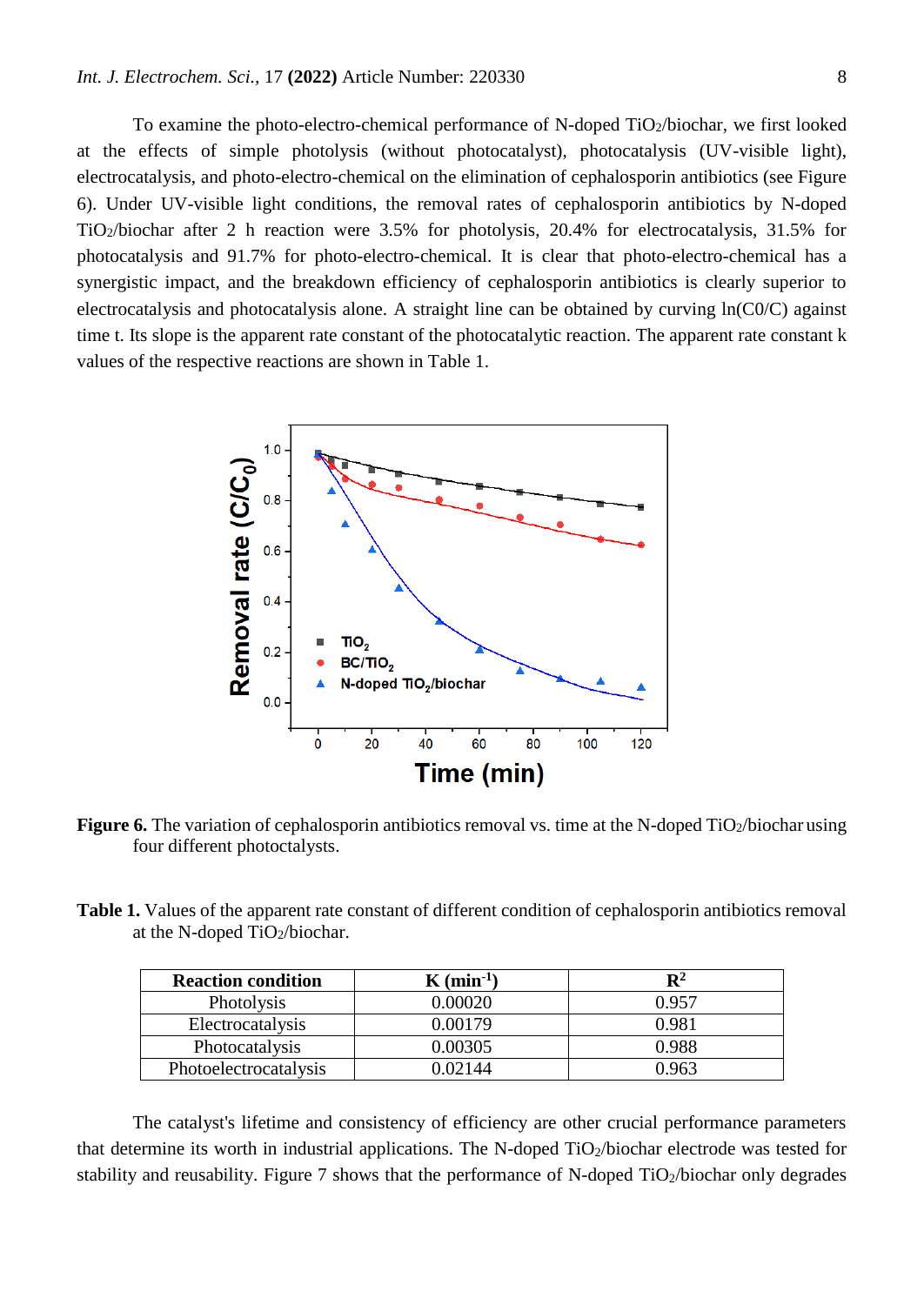To examine the photo-electro-chemical performance of N-doped $TiO_2$/biochar, we first looked at the effects of simple photolysis (without photocatalyst), photocatalysis (UV-visible light), electrocatalysis, and photo-electro-chemical on the elimination of cephalosporin antibiotics (see Figure 6). Under UV-visible light conditions, the removal rates of cephalosporin antibiotics by N-doped $TiO_2$/biochar after 2 h reaction were 3.5% for photolysis, 20.4% for electrocatalysis, 31.5% for photocatalysis and 91.7% for photo-electro-chemical. It is clear that photo-electro-chemical has a synergistic impact, and the breakdown efficiency of cephalosporin antibiotics is clearly superior to electrocatalysis and photocatalysis alone. A straight line can be obtained by curving ln(C0/C) against time t. Its slope is the apparent rate constant of the photocatalytic reaction. The apparent rate constant k values of the respective reactions are shown in Table 1.

**Figure 6.** The variation of cephalosporin antibiotics removal vs. time at the N-doped $TiO_2$/biochar using four different photoctalysts.

**Table 1.** Values of the apparent rate constant of different condition of cephalosporin antibiotics removal at the N-doped $TiO_2$/biochar.

| Reaction condition | K ($min^{-1}$) | $R^2$ |
|---|---|---|
| Photolysis | 0.00020 | 0.957 |
| Electrocatalysis | 0.00179 | 0.981 |
| Photocatalysis | 0.00305 | 0.988 |
| Photoelectrocatalysis | 0.02144 | 0.963 |

The catalyst's lifetime and consistency of efficiency are other crucial performance parameters that determine its worth in industrial applications. The N-doped $TiO_2$/biochar electrode was tested for stability and reusability. Figure 7 shows that the performance of N-doped $TiO_2$/biochar only degrades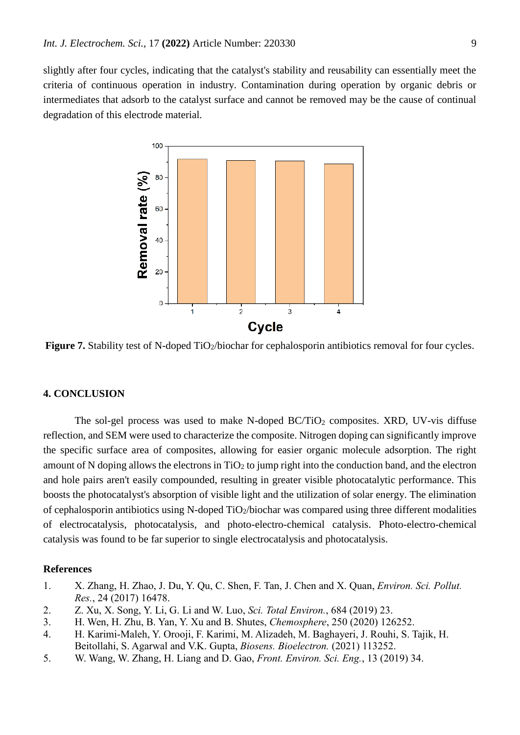slightly after four cycles, indicating that the catalyst's stability and reusability can essentially meet the criteria of continuous operation in industry. Contamination during operation by organic debris or intermediates that adsorb to the catalyst surface and cannot be removed may be the cause of continual degradation of this electrode material.

**Figure 7.** Stability test of N-doped $TiO_2$/biochar for cephalosporin antibiotics removal for four cycles.

## 4. CONCLUSION

The sol-gel process was used to make N-doped BC/$TiO_2$ composites. XRD, UV-vis diffuse reflection, and SEM were used to characterize the composite. Nitrogen doping can significantly improve the specific surface area of composites, allowing for easier organic molecule adsorption. The right amount of N doping allows the electrons in $TiO_2$ to jump right into the conduction band, and the electron and hole pairs aren't easily compounded, resulting in greater visible photocatalytic performance. This boosts the photocatalyst's absorption of visible light and the utilization of solar energy. The elimination of cephalosporin antibiotics using N-doped $TiO_2$/biochar was compared using three different modalities of electrocatalysis, photocatalysis, and photo-electro-chemical catalysis. Photo-electro-chemical catalysis was found to be far superior to single electrocatalysis and photocatalysis.

### References

1. X. Zhang, H. Zhao, J. Du, Y. Qu, C. Shen, F. Tan, J. Chen and X. Quan, *Environ. Sci. Pollut. Res.*, 24 (2017) 16478.
2. Z. Xu, X. Song, Y. Li, G. Li and W. Luo, *Sci. Total Environ.*, 684 (2019) 23.
3. H. Wen, H. Zhu, B. Yan, Y. Xu and B. Shutes, *Chemosphere*, 250 (2020) 126252.
4. H. Karimi-Maleh, Y. Orooji, F. Karimi, M. Alizadeh, M. Baghayeri, J. Rouhi, S. Tajik, H. Beitollahi, S. Agarwal and V.K. Gupta, *Biosens. Bioelectron.* (2021) 113252.
5. W. Wang, W. Zhang, H. Liang and D. Gao, *Front. Environ. Sci. Eng.*, 13 (2019) 34.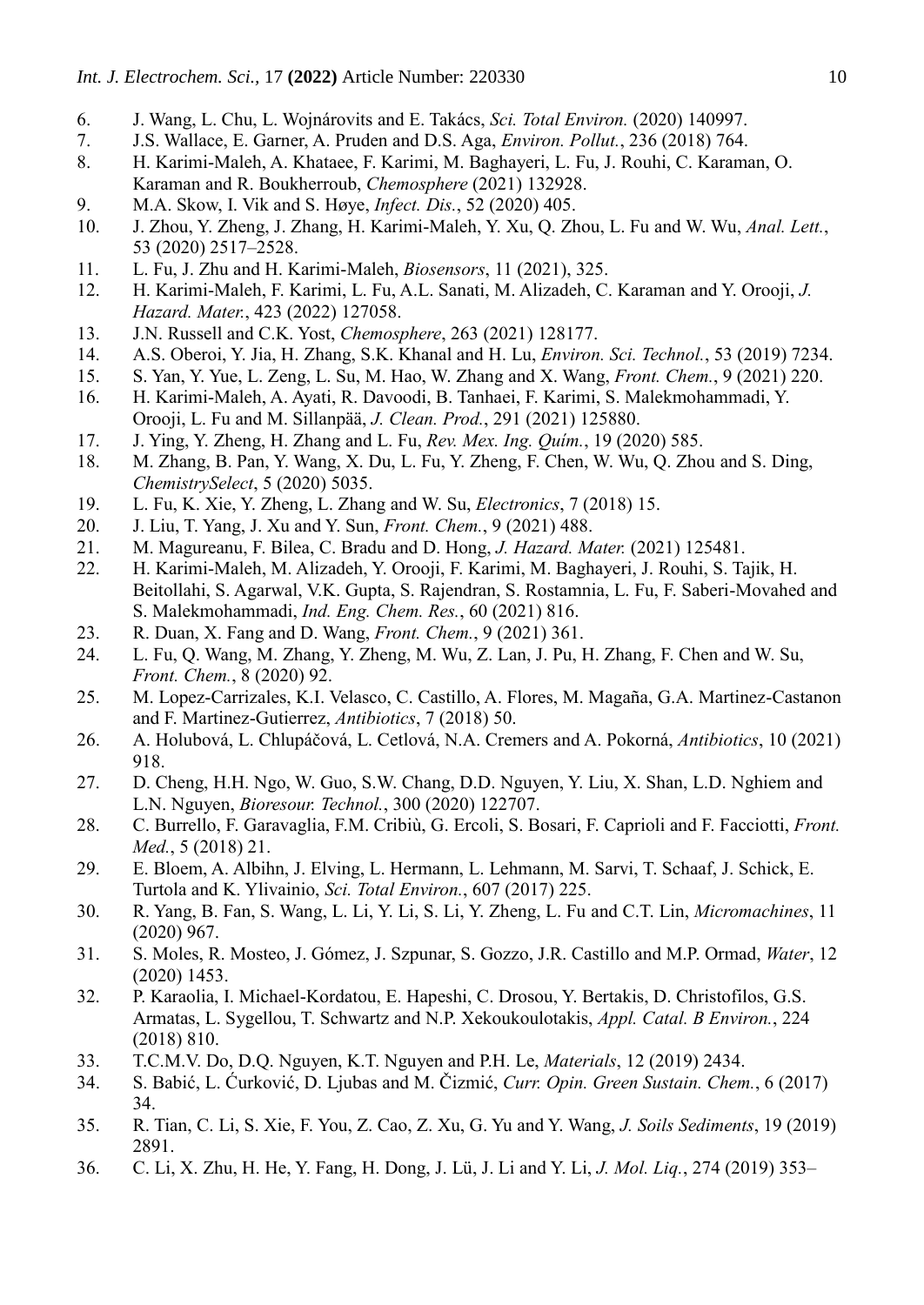6. J. Wang, L. Chu, L. Wojnárovits and E. Takács, *Sci. Total Environ.* (2020) 140997.
7. J.S. Wallace, E. Garner, A. Pruden and D.S. Aga, *Environ. Pollut.*, 236 (2018) 764.
8. H. Karimi-Maleh, A. Khataee, F. Karimi, M. Baghayeri, L. Fu, J. Rouhi, C. Karaman, O. Karaman and R. Boukherroub, *Chemosphere* (2021) 132928.
9. M.A. Skow, I. Vik and S. Høye, *Infect. Dis.*, 52 (2020) 405.
10. J. Zhou, Y. Zheng, J. Zhang, H. Karimi-Maleh, Y. Xu, Q. Zhou, L. Fu and W. Wu, *Anal. Lett.*, 53 (2020) 2517–2528.
11. L. Fu, J. Zhu and H. Karimi-Maleh, *Biosensors*, 11 (2021), 325.
12. H. Karimi-Maleh, F. Karimi, L. Fu, A.L. Sanati, M. Alizadeh, C. Karaman and Y. Orooji, *J. Hazard. Mater.*, 423 (2022) 127058.
13. J.N. Russell and C.K. Yost, *Chemosphere*, 263 (2021) 128177.
14. A.S. Oberoi, Y. Jia, H. Zhang, S.K. Khanal and H. Lu, *Environ. Sci. Technol.*, 53 (2019) 7234.
15. S. Yan, Y. Yue, L. Zeng, L. Su, M. Hao, W. Zhang and X. Wang, *Front. Chem.*, 9 (2021) 220.
16. H. Karimi-Maleh, A. Ayati, R. Davoodi, B. Tanhaei, F. Karimi, S. Malekmohammadi, Y. Orooji, L. Fu and M. Sillanpää, *J. Clean. Prod.*, 291 (2021) 125880.
17. J. Ying, Y. Zheng, H. Zhang and L. Fu, *Rev. Mex. Ing. Quím.*, 19 (2020) 585.
18. M. Zhang, B. Pan, Y. Wang, X. Du, L. Fu, Y. Zheng, F. Chen, W. Wu, Q. Zhou and S. Ding, *ChemistrySelect*, 5 (2020) 5035.
19. L. Fu, K. Xie, Y. Zheng, L. Zhang and W. Su, *Electronics*, 7 (2018) 15.
20. J. Liu, T. Yang, J. Xu and Y. Sun, *Front. Chem.*, 9 (2021) 488.
21. M. Magureanu, F. Bilea, C. Bradu and D. Hong, *J. Hazard. Mater.* (2021) 125481.
22. H. Karimi-Maleh, M. Alizadeh, Y. Orooji, F. Karimi, M. Baghayeri, J. Rouhi, S. Tajik, H. Beitollahi, S. Agarwal, V.K. Gupta, S. Rajendran, S. Rostamnia, L. Fu, F. Saberi-Movahed and S. Malekmohammadi, *Ind. Eng. Chem. Res.*, 60 (2021) 816.
23. R. Duan, X. Fang and D. Wang, *Front. Chem.*, 9 (2021) 361.
24. L. Fu, Q. Wang, M. Zhang, Y. Zheng, M. Wu, Z. Lan, J. Pu, H. Zhang, F. Chen and W. Su, *Front. Chem.*, 8 (2020) 92.
25. M. Lopez-Carrizales, K.I. Velasco, C. Castillo, A. Flores, M. Magaña, G.A. Martinez-Castanon and F. Martinez-Gutierrez, *Antibiotics*, 7 (2018) 50.
26. A. Holubová, L. Chlupáčová, L. Cetlová, N.A. Cremers and A. Pokorná, *Antibiotics*, 10 (2021) 918.
27. D. Cheng, H.H. Ngo, W. Guo, S.W. Chang, D.D. Nguyen, Y. Liu, X. Shan, L.D. Nghiem and L.N. Nguyen, *Bioresour. Technol.*, 300 (2020) 122707.
28. C. Burrello, F. Garavaglia, F.M. Cribiù, G. Ercoli, S. Bosari, F. Caprioli and F. Facciotti, *Front. Med.*, 5 (2018) 21.
29. E. Bloem, A. Albihn, J. Elving, L. Hermann, L. Lehmann, M. Sarvi, T. Schaaf, J. Schick, E. Turtola and K. Ylivainio, *Sci. Total Environ.*, 607 (2017) 225.
30. R. Yang, B. Fan, S. Wang, L. Li, Y. Li, S. Li, Y. Zheng, L. Fu and C.T. Lin, *Micromachines*, 11 (2020) 967.
31. S. Moles, R. Mosteo, J. Gómez, J. Szpunar, S. Gozzo, J.R. Castillo and M.P. Ormad, *Water*, 12 (2020) 1453.
32. P. Karaolia, I. Michael-Kordatou, E. Hapeshi, C. Drosou, Y. Bertakis, D. Christofilos, G.S. Armatas, L. Sygellou, T. Schwartz and N.P. Xekoukoulotakis, *Appl. Catal. B Environ.*, 224 (2018) 810.
33. T.C.M.V. Do, D.Q. Nguyen, K.T. Nguyen and P.H. Le, *Materials*, 12 (2019) 2434.
34. S. Babić, L. Ćurković, D. Ljubas and M. Čizmić, *Curr. Opin. Green Sustain. Chem.*, 6 (2017) 34.
35. R. Tian, C. Li, S. Xie, F. You, Z. Cao, Z. Xu, G. Yu and Y. Wang, *J. Soils Sediments*, 19 (2019) 2891.
36. C. Li, X. Zhu, H. He, Y. Fang, H. Dong, J. Lü, J. Li and Y. Li, *J. Mol. Liq.*, 274 (2019) 353–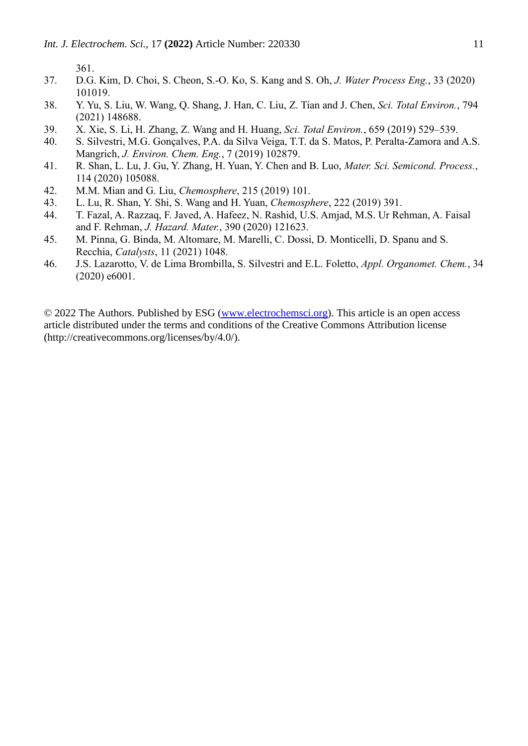361.

37. D.G. Kim, D. Choi, S. Cheon, S.-O. Ko, S. Kang and S. Oh, *J. Water Process Eng.*, 33 (2020) 101019.
38. Y. Yu, S. Liu, W. Wang, Q. Shang, J. Han, C. Liu, Z. Tian and J. Chen, *Sci. Total Environ.*, 794 (2021) 148688.
39. X. Xie, S. Li, H. Zhang, Z. Wang and H. Huang, *Sci. Total Environ.*, 659 (2019) 529–539.
40. S. Silvestri, M.G. Gonçalves, P.A. da Silva Veiga, T.T. da S. Matos, P. Peralta-Zamora and A.S. Mangrich, *J. Environ. Chem. Eng.*, 7 (2019) 102879.
41. R. Shan, L. Lu, J. Gu, Y. Zhang, H. Yuan, Y. Chen and B. Luo, *Mater. Sci. Semicond. Process.*, 114 (2020) 105088.
42. M.M. Mian and G. Liu, *Chemosphere*, 215 (2019) 101.
43. L. Lu, R. Shan, Y. Shi, S. Wang and H. Yuan, *Chemosphere*, 222 (2019) 391.
44. T. Fazal, A. Razzaq, F. Javed, A. Hafeez, N. Rashid, U.S. Amjad, M.S. Ur Rehman, A. Faisal and F. Rehman, *J. Hazard. Mater.*, 390 (2020) 121623.
45. M. Pinna, G. Binda, M. Altomare, M. Marelli, C. Dossi, D. Monticelli, D. Spanu and S. Recchia, *Catalysts*, 11 (2021) 1048.
46. J.S. Lazarotto, V. de Lima Brombilla, S. Silvestri and E.L. Foletto, *Appl. Organomet. Chem.*, 34 (2020) e6001.

© 2022 The Authors. Published by ESG (www.electrochemsci.org). This article is an open access article distributed under the terms and conditions of the Creative Commons Attribution license (http://creativecommons.org/licenses/by/4.0/).